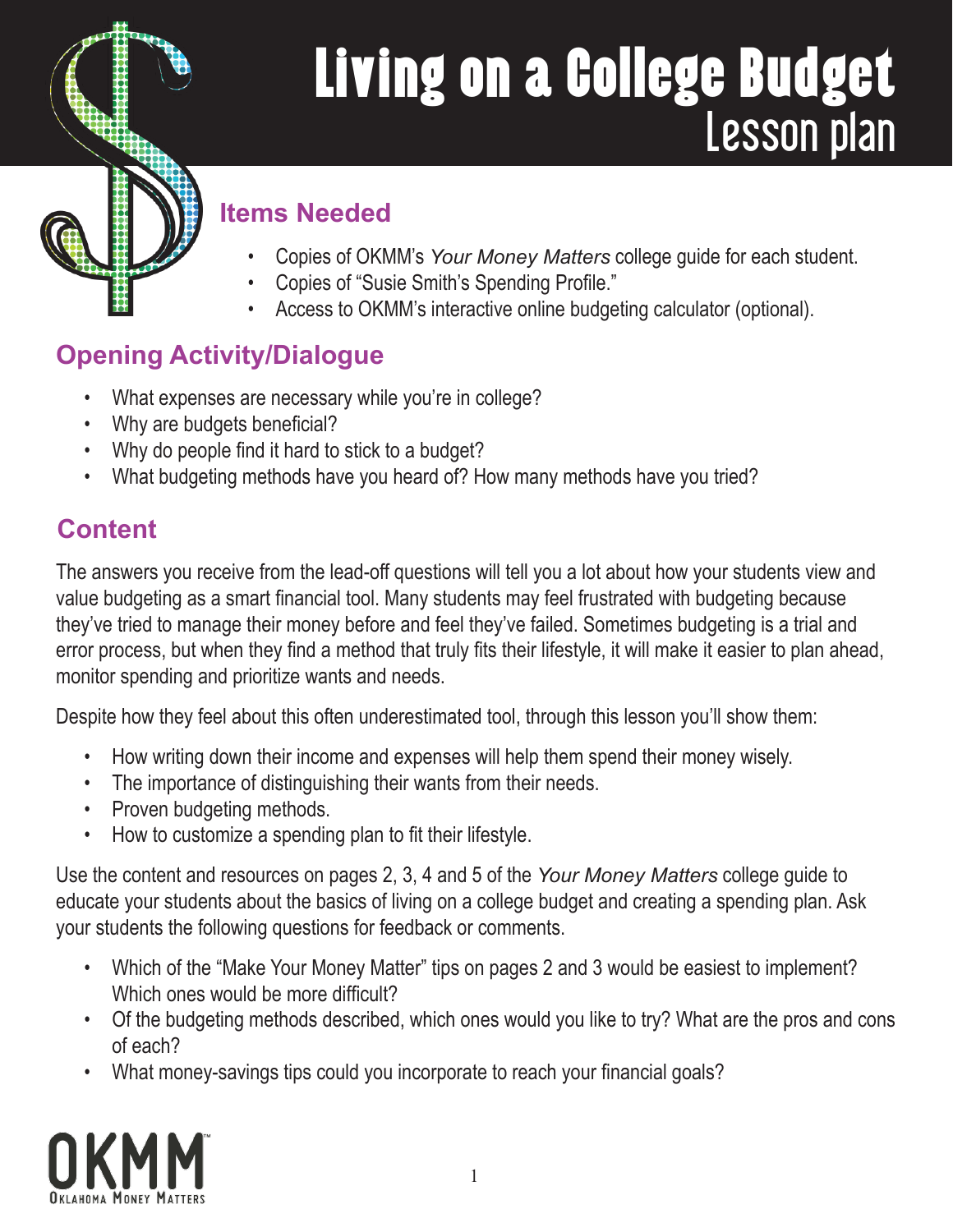# Living on a College Budget
## Lesson plan

## Items Needed

- Copies of OKMM's *Your Money Matters* college guide for each student.
- Copies of "Susie Smith's Spending Profile."
- Access to OKMM's interactive online budgeting calculator (optional).

## Opening Activity/Dialogue

- What expenses are necessary while you're in college?
- Why are budgets beneficial?
- Why do people find it hard to stick to a budget?
- What budgeting methods have you heard of? How many methods have you tried?

## Content

The answers you receive from the lead-off questions will tell you a lot about how your students view and value budgeting as a smart financial tool. Many students may feel frustrated with budgeting because they've tried to manage their money before and feel they've failed. Sometimes budgeting is a trial and error process, but when they find a method that truly fits their lifestyle, it will make it easier to plan ahead, monitor spending and prioritize wants and needs.

Despite how they feel about this often underestimated tool, through this lesson you'll show them:

- How writing down their income and expenses will help them spend their money wisely.
- The importance of distinguishing their wants from their needs.
- Proven budgeting methods.
- How to customize a spending plan to fit their lifestyle.

Use the content and resources on pages 2, 3, 4 and 5 of the *Your Money Matters* college guide to educate your students about the basics of living on a college budget and creating a spending plan. Ask your students the following questions for feedback or comments.

- Which of the "Make Your Money Matter" tips on pages 2 and 3 would be easiest to implement? Which ones would be more difficult?
- Of the budgeting methods described, which ones would you like to try? What are the pros and cons of each?
- What money-savings tips could you incorporate to reach your financial goals?

OKMM™ Oklahoma Money Matters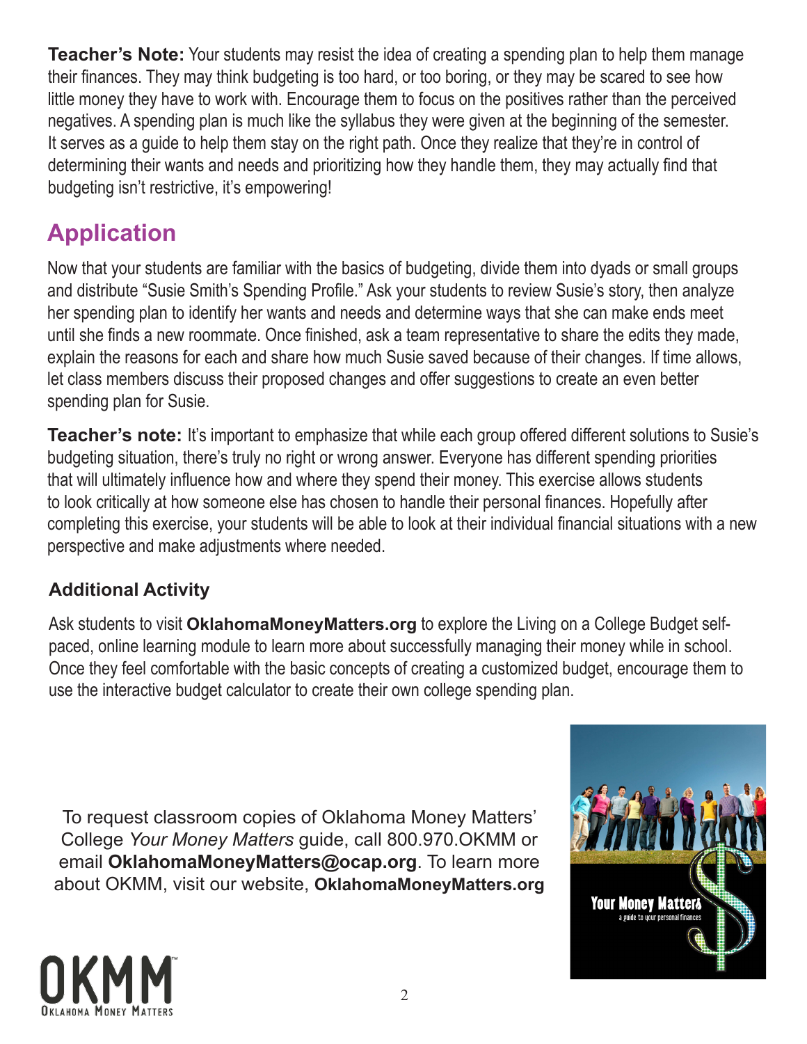**Teacher's Note:** Your students may resist the idea of creating a spending plan to help them manage their finances. They may think budgeting is too hard, or too boring, or they may be scared to see how little money they have to work with. Encourage them to focus on the positives rather than the perceived negatives. A spending plan is much like the syllabus they were given at the beginning of the semester. It serves as a guide to help them stay on the right path. Once they realize that they're in control of determining their wants and needs and prioritizing how they handle them, they may actually find that budgeting isn't restrictive, it's empowering!

## Application

Now that your students are familiar with the basics of budgeting, divide them into dyads or small groups and distribute "Susie Smith's Spending Profile." Ask your students to review Susie's story, then analyze her spending plan to identify her wants and needs and determine ways that she can make ends meet until she finds a new roommate. Once finished, ask a team representative to share the edits they made, explain the reasons for each and share how much Susie saved because of their changes. If time allows, let class members discuss their proposed changes and offer suggestions to create an even better spending plan for Susie.

**Teacher's note:** It's important to emphasize that while each group offered different solutions to Susie's budgeting situation, there's truly no right or wrong answer. Everyone has different spending priorities that will ultimately influence how and where they spend their money. This exercise allows students to look critically at how someone else has chosen to handle their personal finances. Hopefully after completing this exercise, your students will be able to look at their individual financial situations with a new perspective and make adjustments where needed.

### Additional Activity

Ask students to visit **OklahomaMoneyMatters.org** to explore the Living on a College Budget self-paced, online learning module to learn more about successfully managing their money while in school. Once they feel comfortable with the basic concepts of creating a customized budget, encourage them to use the interactive budget calculator to create their own college spending plan.

To request classroom copies of Oklahoma Money Matters' College *Your Money Matters* guide, call 800.970.OKMM or email **OklahomaMoneyMatters@ocap.org**. To learn more about OKMM, visit our website, **OklahomaMoneyMatters.org**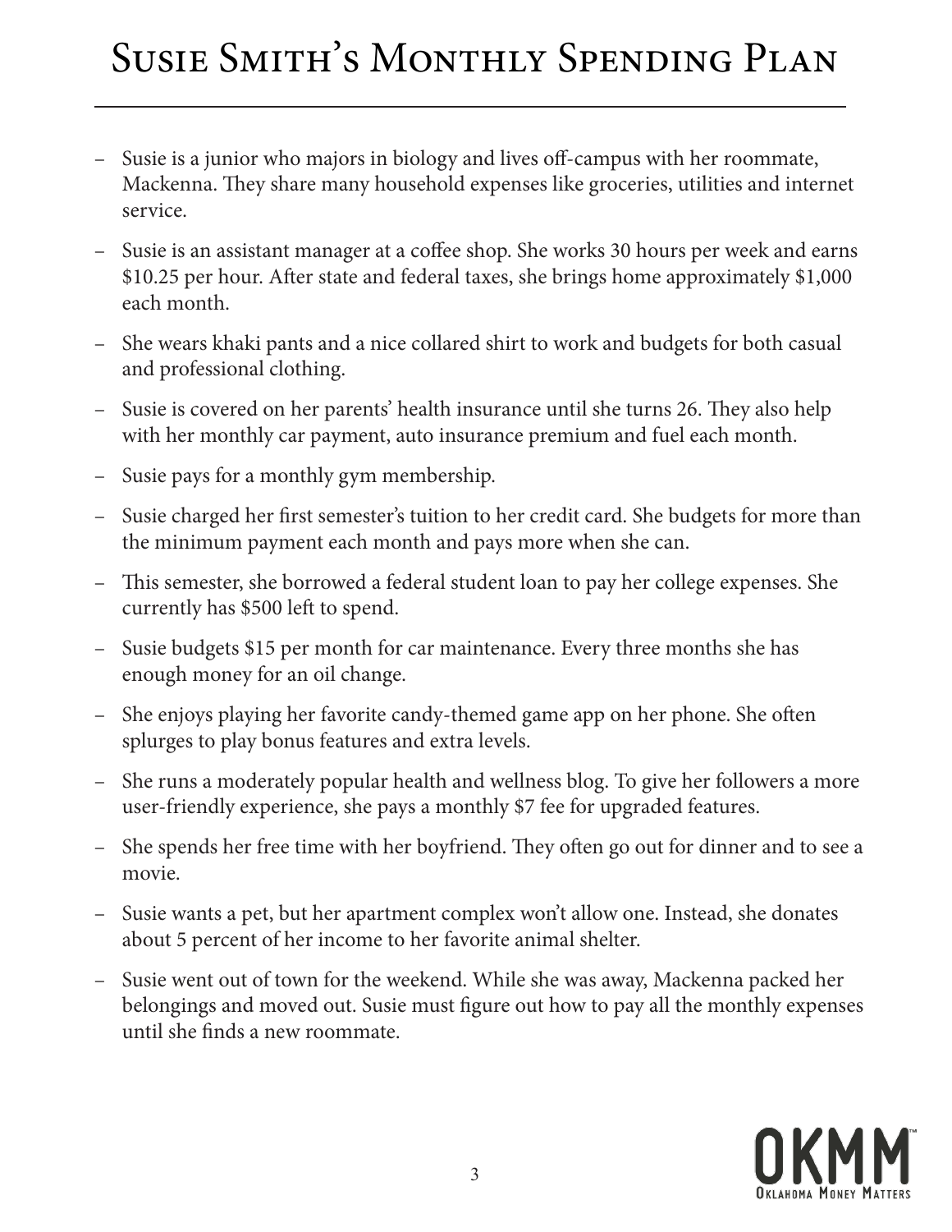# Susie Smith's Monthly Spending Plan

- Susie is a junior who majors in biology and lives off-campus with her roommate, Mackenna. They share many household expenses like groceries, utilities and internet service.
- Susie is an assistant manager at a coffee shop. She works 30 hours per week and earns $10.25 per hour. After state and federal taxes, she brings home approximately $1,000 each month.
- She wears khaki pants and a nice collared shirt to work and budgets for both casual and professional clothing.
- Susie is covered on her parents' health insurance until she turns 26. They also help with her monthly car payment, auto insurance premium and fuel each month.
- Susie pays for a monthly gym membership.
- Susie charged her first semester's tuition to her credit card. She budgets for more than the minimum payment each month and pays more when she can.
- This semester, she borrowed a federal student loan to pay her college expenses. She currently has $500 left to spend.
- Susie budgets $15 per month for car maintenance. Every three months she has enough money for an oil change.
- She enjoys playing her favorite candy-themed game app on her phone. She often splurges to play bonus features and extra levels.
- She runs a moderately popular health and wellness blog. To give her followers a more user-friendly experience, she pays a monthly $7 fee for upgraded features.
- She spends her free time with her boyfriend. They often go out for dinner and to see a movie.
- Susie wants a pet, but her apartment complex won't allow one. Instead, she donates about 5 percent of her income to her favorite animal shelter.
- Susie went out of town for the weekend. While she was away, Mackenna packed her belongings and moved out. Susie must figure out how to pay all the monthly expenses until she finds a new roommate.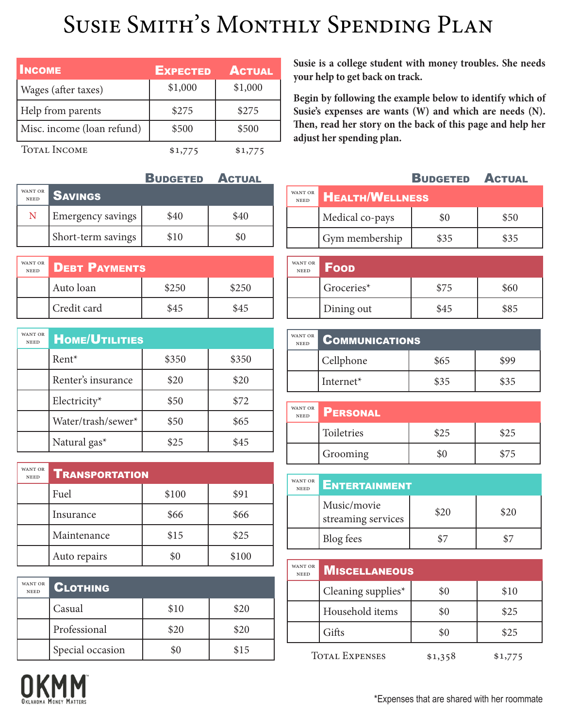# Susie Smith's Monthly Spending Plan

| Income | Expected | Actual |
|---|---|---|
| Wages (after taxes) | $1,000 | $1,000 |
| Help from parents | $275 | $275 |
| Misc. income (loan refund) | $500 | $500 |
| Total Income | $1,775 | $1,775 |

**Susie is a college student with money troubles. She needs your help to get back on track.**

**Begin by following the example below to identify which of Susie's expenses are wants (W) and which are needs (N). Then, read her story on the back of this page and help her adjust her spending plan.**

| Want or Need | Savings | Budgeted | Actual |
|---|---|---|---|
| N | Emergency savings | $40 | $40 |
| | Short-term savings | $10 | $0 |

| Want or Need | Debt Payments | Budgeted | Actual |
|---|---|---|---|
| | Auto loan | $250 | $250 |
| | Credit card | $45 | $45 |

| Want or Need | Home/Utilities | Budgeted | Actual |
|---|---|---|---|
| | Rent* | $350 | $350 |
| | Renter's insurance | $20 | $20 |
| | Electricity* | $50 | $72 |
| | Water/trash/sewer* | $50 | $65 |
| | Natural gas* | $25 | $45 |

| Want or Need | Transportation | Budgeted | Actual |
|---|---|---|---|
| | Fuel | $100 | $91 |
| | Insurance | $66 | $66 |
| | Maintenance | $15 | $25 |
| | Auto repairs | $0 | $100 |

| Want or Need | Clothing | Budgeted | Actual |
|---|---|---|---|
| | Casual | $10 | $20 |
| | Professional | $20 | $20 |
| | Special occasion | $0 | $15 |

| Want or Need | Health/Wellness | Budgeted | Actual |
|---|---|---|---|
| | Medical co-pays | $0 | $50 |
| | Gym membership | $35 | $35 |

| Want or Need | Food | Budgeted | Actual |
|---|---|---|---|
| | Groceries* | $75 | $60 |
| | Dining out | $45 | $85 |

| Want or Need | Communications | Budgeted | Actual |
|---|---|---|---|
| | Cellphone | $65 | $99 |
| | Internet* | $35 | $35 |

| Want or Need | Personal | Budgeted | Actual |
|---|---|---|---|
| | Toiletries | $25 | $25 |
| | Grooming | $0 | $75 |

| Want or Need | Entertainment | Budgeted | Actual |
|---|---|---|---|
| | Music/movie streaming services | $20 | $20 |
| | Blog fees | $7 | $7 |

| Want or Need | Miscellaneous | Budgeted | Actual |
|---|---|---|---|
| | Cleaning supplies* | $0 | $10 |
| | Household items | $0 | $25 |
| | Gifts | $0 | $25 |
| | Total Expenses | $1,358 | $1,775 |

OKMM Oklahoma Money Matters

*Expenses that are shared with her roommate